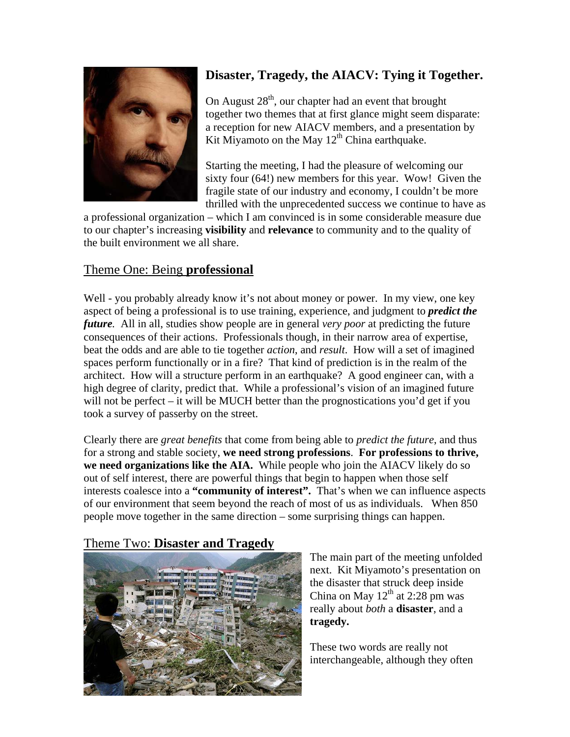# Disaster, Tragedy, the AIACV: Tying it Together.

On August 28th, our chapter had an event that brought together two themes that at first glance might seem disparate: a reception for new AIACV members, and a presentation by Kit Miyamoto on the May 12th China earthquake.

Starting the meeting, I had the pleasure of welcoming our sixty four (64!) new members for this year. Wow! Given the fragile state of our industry and economy, I couldn't be more thrilled with the unprecedented success we continue to have as a professional organization – which I am convinced is in some considerable measure due to our chapter's increasing **visibility** and **relevance** to community and to the quality of the built environment we all share.

## Theme One: Being **professional**

Well - you probably already know it's not about money or power. In my view, one key aspect of being a professional is to use training, experience, and judgment to ***predict the future***. All in all, studies show people are in general *very poor* at predicting the future consequences of their actions. Professionals though, in their narrow area of expertise, beat the odds and are able to tie together *action*, and *result*. How will a set of imagined spaces perform functionally or in a fire? That kind of prediction is in the realm of the architect. How will a structure perform in an earthquake? A good engineer can, with a high degree of clarity, predict that. While a professional's vision of an imagined future will not be perfect – it will be MUCH better than the prognostications you'd get if you took a survey of passerby on the street.

Clearly there are *great benefits* that come from being able to *predict the future*, and thus for a strong and stable society, **we need strong professions**. **For professions to thrive, we need organizations like the AIA.** While people who join the AIACV likely do so out of self interest, there are powerful things that begin to happen when those self interests coalesce into a **"community of interest".** That's when we can influence aspects of our environment that seem beyond the reach of most of us as individuals. When 850 people move together in the same direction – some surprising things can happen.

## Theme Two: **Disaster and Tragedy**

The main part of the meeting unfolded next. Kit Miyamoto's presentation on the disaster that struck deep inside China on May 12th at 2:28 pm was really about *both* a **disaster**, and a **tragedy.**

These two words are really not interchangeable, although they often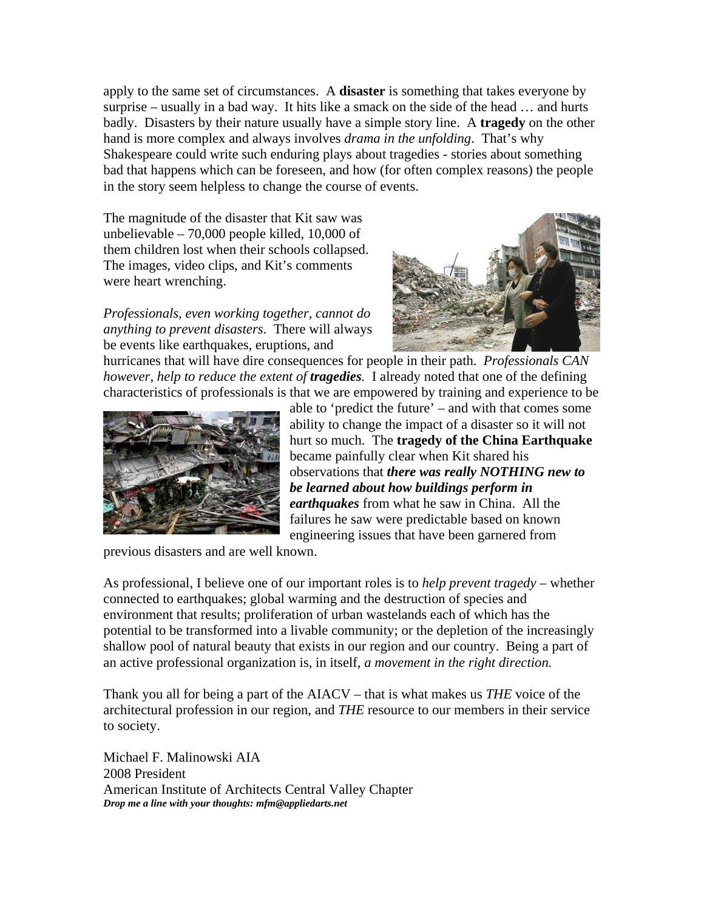apply to the same set of circumstances. A **disaster** is something that takes everyone by surprise – usually in a bad way. It hits like a smack on the side of the head … and hurts badly. Disasters by their nature usually have a simple story line. A **tragedy** on the other hand is more complex and always involves *drama in the unfolding*. That's why Shakespeare could write such enduring plays about tragedies - stories about something bad that happens which can be foreseen, and how (for often complex reasons) the people in the story seem helpless to change the course of events.

The magnitude of the disaster that Kit saw was unbelievable – 70,000 people killed, 10,000 of them children lost when their schools collapsed. The images, video clips, and Kit's comments were heart wrenching.

*Professionals, even working together, cannot do anything to prevent disasters*. There will always be events like earthquakes, eruptions, and hurricanes that will have dire consequences for people in their path. *Professionals CAN however, help to reduce the extent of **tragedies**.* I already noted that one of the defining characteristics of professionals is that we are empowered by training and experience to be able to 'predict the future' – and with that comes some ability to change the impact of a disaster so it will not hurt so much. The **tragedy of the China Earthquake** became painfully clear when Kit shared his observations that ***there was really NOTHING new to be learned about how buildings perform in earthquakes*** from what he saw in China. All the failures he saw were predictable based on known engineering issues that have been garnered from previous disasters and are well known.

As professional, I believe one of our important roles is to *help prevent tragedy* – whether connected to earthquakes; global warming and the destruction of species and environment that results; proliferation of urban wastelands each of which has the potential to be transformed into a livable community; or the depletion of the increasingly shallow pool of natural beauty that exists in our region and our country. Being a part of an active professional organization is, in itself, *a movement in the right direction.*

Thank you all for being a part of the AIACV – that is what makes us *THE* voice of the architectural profession in our region, and *THE* resource to our members in their service to society.

Michael F. Malinowski AIA
2008 President
American Institute of Architects Central Valley Chapter
***Drop me a line with your thoughts: mfm@appliedarts.net***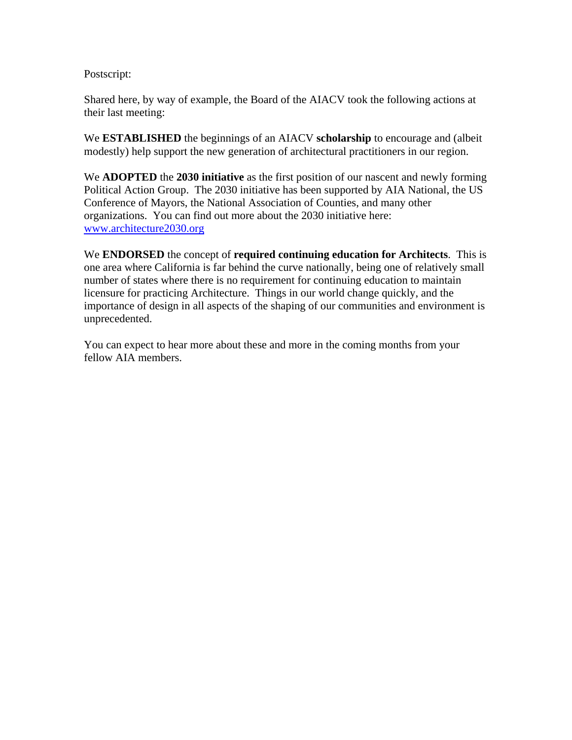Postscript:

Shared here, by way of example, the Board of the AIACV took the following actions at their last meeting:

We **ESTABLISHED** the beginnings of an AIACV **scholarship** to encourage and (albeit modestly) help support the new generation of architectural practitioners in our region.

We **ADOPTED** the **2030 initiative** as the first position of our nascent and newly forming Political Action Group. The 2030 initiative has been supported by AIA National, the US Conference of Mayors, the National Association of Counties, and many other organizations. You can find out more about the 2030 initiative here: [www.architecture2030.org](http://www.architecture2030.org)

We **ENDORSED** the concept of **required continuing education for Architects**. This is one area where California is far behind the curve nationally, being one of relatively small number of states where there is no requirement for continuing education to maintain licensure for practicing Architecture. Things in our world change quickly, and the importance of design in all aspects of the shaping of our communities and environment is unprecedented.

You can expect to hear more about these and more in the coming months from your fellow AIA members.